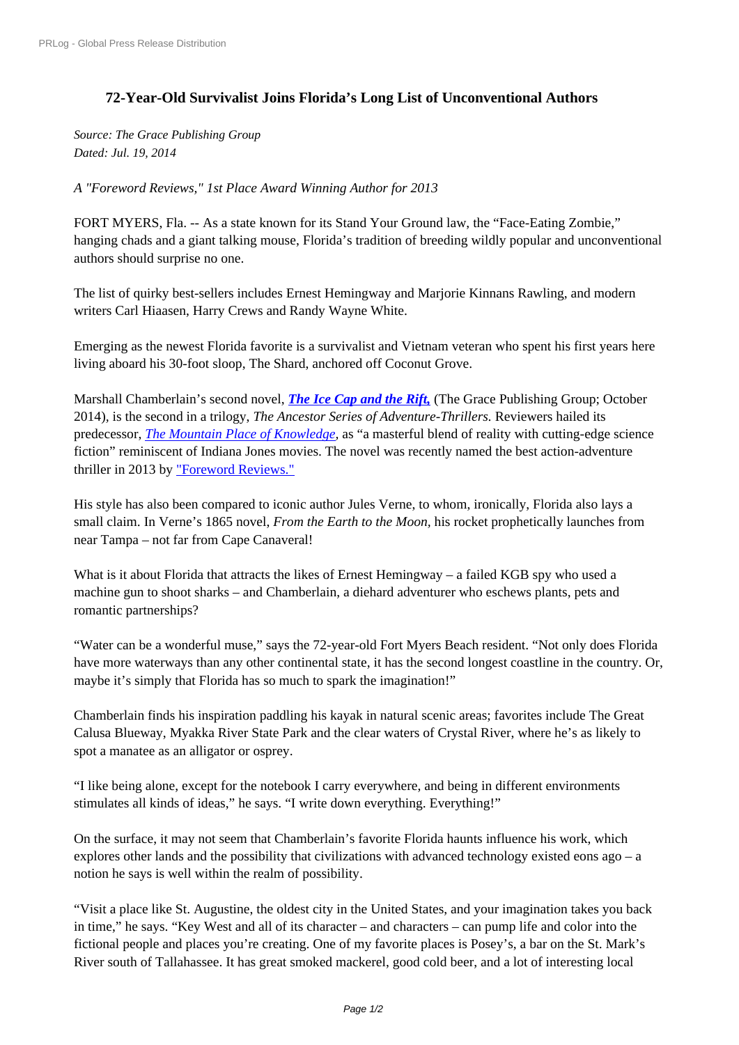# 72-Year-Old Survivalist Joins Florida's Long List of Unconventional Authors

*Source: The Grace Publishing Group*
*Dated: Jul. 19, 2014*

*A "Foreword Reviews," 1st Place Award Winning Author for 2013*

FORT MYERS, Fla. -- As a state known for its Stand Your Ground law, the "Face-Eating Zombie," hanging chads and a giant talking mouse, Florida's tradition of breeding wildly popular and unconventional authors should surprise no one.

The list of quirky best-sellers includes Ernest Hemingway and Marjorie Kinnans Rawling, and modern writers Carl Hiaasen, Harry Crews and Randy Wayne White.

Emerging as the newest Florida favorite is a survivalist and Vietnam veteran who spent his first years here living aboard his 30-foot sloop, The Shard, anchored off Coconut Grove.

Marshall Chamberlain's second novel, ***The Ice Cap and the Rift,*** (The Grace Publishing Group; October 2014), is the second in a trilogy, *The Ancestor Series of Adventure-Thrillers.* Reviewers hailed its predecessor, *The Mountain Place of Knowledge*, as "a masterful blend of reality with cutting-edge science fiction" reminiscent of Indiana Jones movies. The novel was recently named the best action-adventure thriller in 2013 by "Foreword Reviews."

His style has also been compared to iconic author Jules Verne, to whom, ironically, Florida also lays a small claim. In Verne's 1865 novel, *From the Earth to the Moon*, his rocket prophetically launches from near Tampa – not far from Cape Canaveral!

What is it about Florida that attracts the likes of Ernest Hemingway – a failed KGB spy who used a machine gun to shoot sharks – and Chamberlain, a diehard adventurer who eschews plants, pets and romantic partnerships?

"Water can be a wonderful muse," says the 72-year-old Fort Myers Beach resident. "Not only does Florida have more waterways than any other continental state, it has the second longest coastline in the country. Or, maybe it's simply that Florida has so much to spark the imagination!"

Chamberlain finds his inspiration paddling his kayak in natural scenic areas; favorites include The Great Calusa Blueway, Myakka River State Park and the clear waters of Crystal River, where he's as likely to spot a manatee as an alligator or osprey.

"I like being alone, except for the notebook I carry everywhere, and being in different environments stimulates all kinds of ideas," he says. "I write down everything. Everything!"

On the surface, it may not seem that Chamberlain's favorite Florida haunts influence his work, which explores other lands and the possibility that civilizations with advanced technology existed eons ago – a notion he says is well within the realm of possibility.

"Visit a place like St. Augustine, the oldest city in the United States, and your imagination takes you back in time," he says. "Key West and all of its character – and characters – can pump life and color into the fictional people and places you're creating. One of my favorite places is Posey's, a bar on the St. Mark's River south of Tallahassee. It has great smoked mackerel, good cold beer, and a lot of interesting local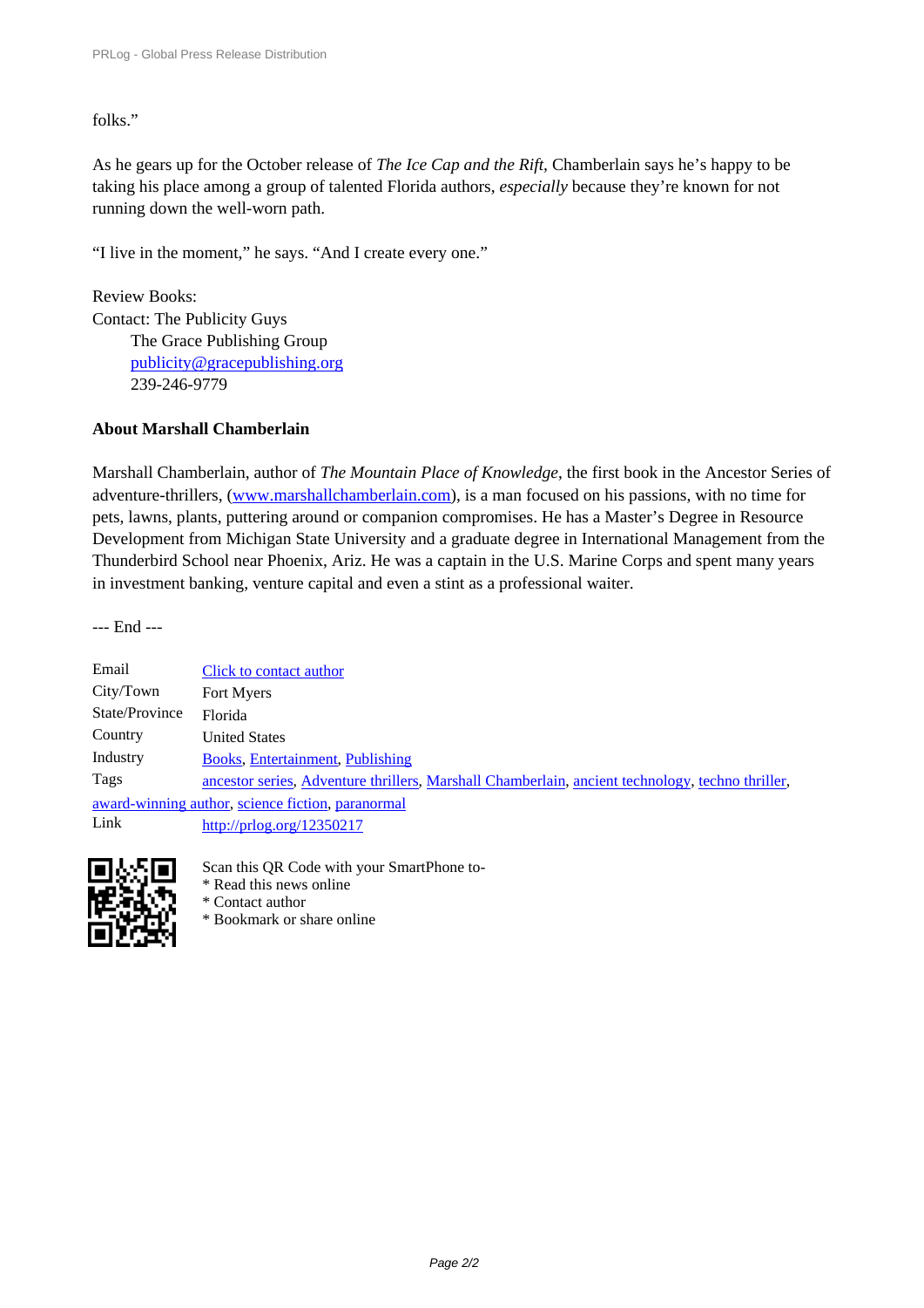folks."

As he gears up for the October release of *The Ice Cap and the Rift*, Chamberlain says he's happy to be taking his place among a group of talented Florida authors, *especially* because they're known for not running down the well-worn path.

"I live in the moment," he says. "And I create every one."

Review Books:
Contact: The Publicity Guys
The Grace Publishing Group
publicity@gracepublishing.org
239-246-9779

**About Marshall Chamberlain**

Marshall Chamberlain, author of *The Mountain Place of Knowledge*, the first book in the Ancestor Series of adventure-thrillers, (www.marshallchamberlain.com), is a man focused on his passions, with no time for pets, lawns, plants, puttering around or companion compromises. He has a Master's Degree in Resource Development from Michigan State University and a graduate degree in International Management from the Thunderbird School near Phoenix, Ariz. He was a captain in the U.S. Marine Corps and spent many years in investment banking, venture capital and even a stint as a professional waiter.

--- End ---

| | |
|---|---|
| Email | Click to contact author |
| City/Town | Fort Myers |
| State/Province | Florida |
| Country | United States |
| Industry | Books, Entertainment, Publishing |
| Tags | ancestor series, Adventure thrillers, Marshall Chamberlain, ancient technology, techno thriller, award-winning author, science fiction, paranormal |
| Link | http://prlog.org/12350217 |

Scan this QR Code with your SmartPhone to-
* Read this news online
* Contact author
* Bookmark or share online